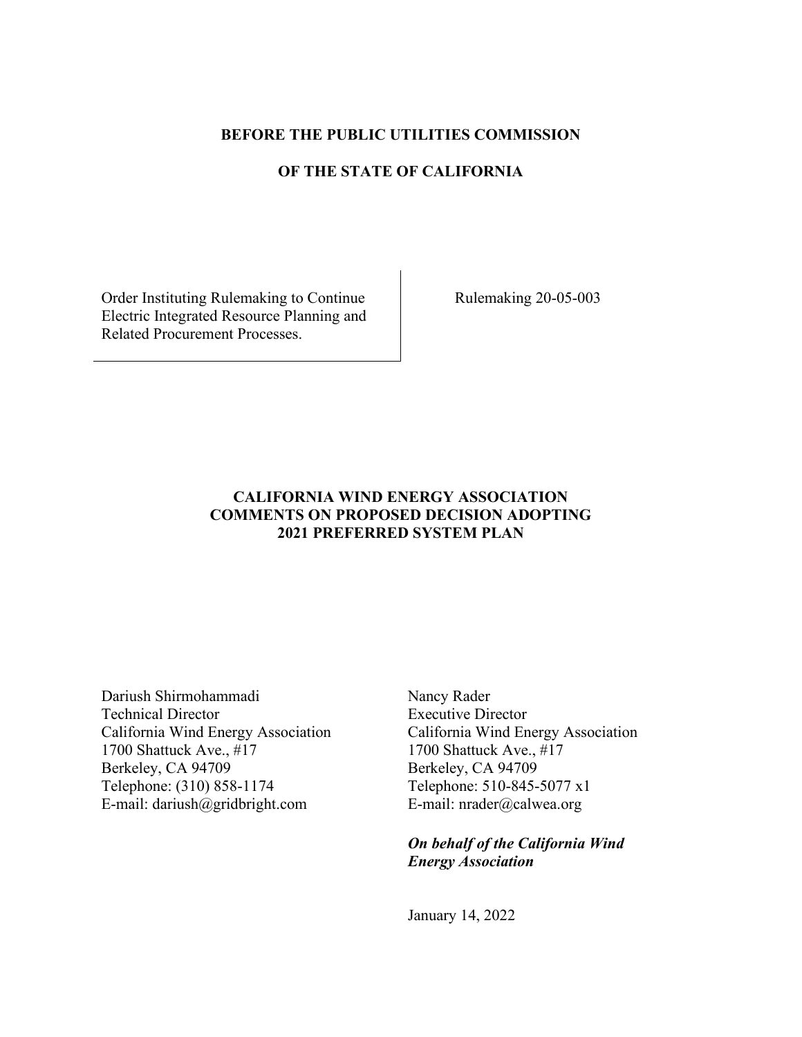**BEFORE THE PUBLIC UTILITIES COMMISSION**

**OF THE STATE OF CALIFORNIA**

| Order Instituting Rulemaking to Continue Electric Integrated Resource Planning and Related Procurement Processes. | Rulemaking 20-05-003 |
|---|---|

**CALIFORNIA WIND ENERGY ASSOCIATION COMMENTS ON PROPOSED DECISION ADOPTING 2021 PREFERRED SYSTEM PLAN**

Dariush Shirmohammadi
Technical Director
California Wind Energy Association
1700 Shattuck Ave., #17
Berkeley, CA 94709
Telephone: (310) 858-1174
E-mail: dariush@gridbright.com

Nancy Rader
Executive Director
California Wind Energy Association
1700 Shattuck Ave., #17
Berkeley, CA 94709
Telephone: 510-845-5077 x1
E-mail: nrader@calwea.org

***On behalf of the California Wind Energy Association***

January 14, 2022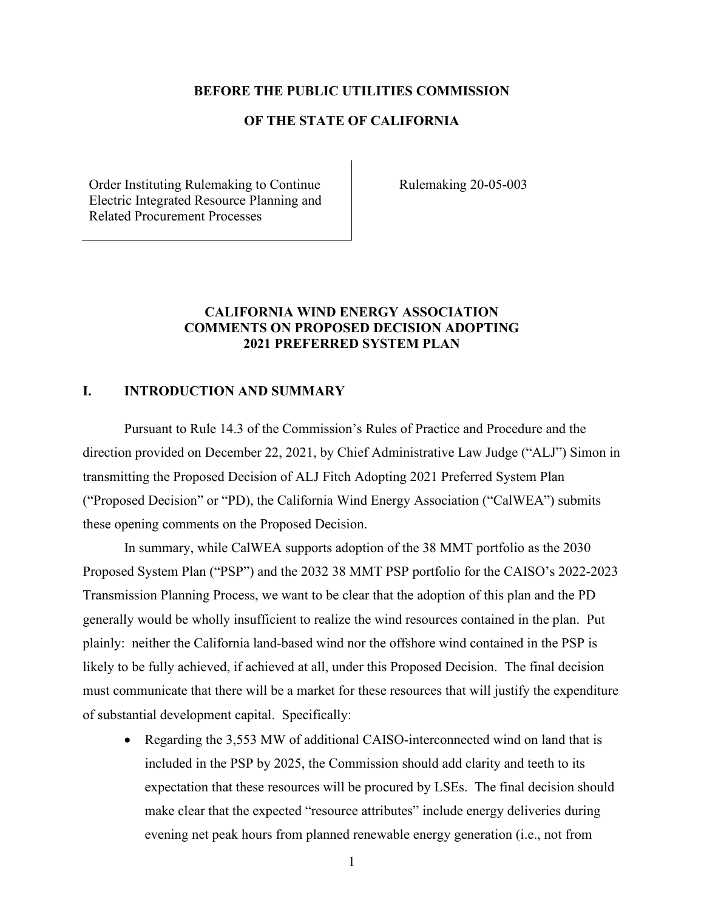**BEFORE THE PUBLIC UTILITIES COMMISSION**

**OF THE STATE OF CALIFORNIA**

| Order Instituting Rulemaking to Continue Electric Integrated Resource Planning and Related Procurement Processes | Rulemaking 20-05-003 |
|---|---|

**CALIFORNIA WIND ENERGY ASSOCIATION COMMENTS ON PROPOSED DECISION ADOPTING 2021 PREFERRED SYSTEM PLAN**

## I. INTRODUCTION AND SUMMARY

Pursuant to Rule 14.3 of the Commission's Rules of Practice and Procedure and the direction provided on December 22, 2021, by Chief Administrative Law Judge ("ALJ") Simon in transmitting the Proposed Decision of ALJ Fitch Adopting 2021 Preferred System Plan ("Proposed Decision" or "PD), the California Wind Energy Association ("CalWEA") submits these opening comments on the Proposed Decision.

In summary, while CalWEA supports adoption of the 38 MMT portfolio as the 2030 Proposed System Plan ("PSP") and the 2032 38 MMT PSP portfolio for the CAISO's 2022-2023 Transmission Planning Process, we want to be clear that the adoption of this plan and the PD generally would be wholly insufficient to realize the wind resources contained in the plan. Put plainly: neither the California land-based wind nor the offshore wind contained in the PSP is likely to be fully achieved, if achieved at all, under this Proposed Decision. The final decision must communicate that there will be a market for these resources that will justify the expenditure of substantial development capital. Specifically:

- Regarding the 3,553 MW of additional CAISO-interconnected wind on land that is included in the PSP by 2025, the Commission should add clarity and teeth to its expectation that these resources will be procured by LSEs. The final decision should make clear that the expected "resource attributes" include energy deliveries during evening net peak hours from planned renewable energy generation (i.e., not from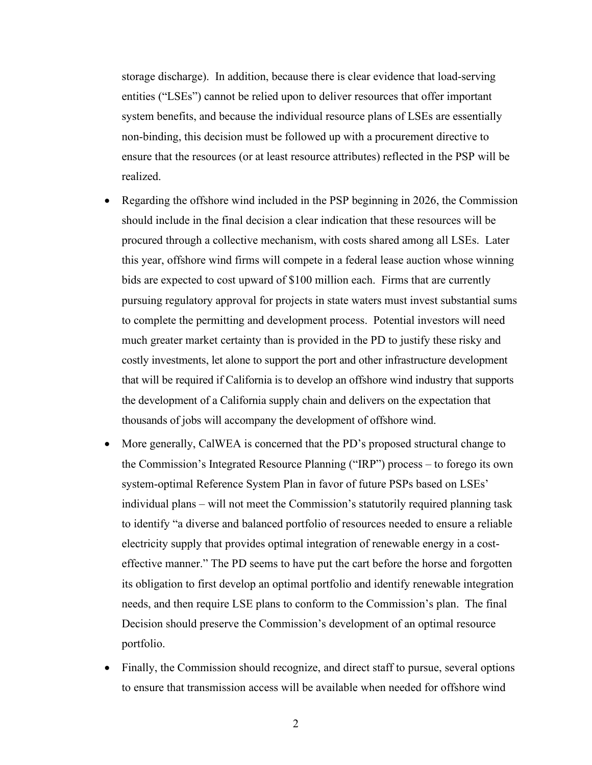storage discharge). In addition, because there is clear evidence that load-serving entities ("LSEs") cannot be relied upon to deliver resources that offer important system benefits, and because the individual resource plans of LSEs are essentially non-binding, this decision must be followed up with a procurement directive to ensure that the resources (or at least resource attributes) reflected in the PSP will be realized.

- Regarding the offshore wind included in the PSP beginning in 2026, the Commission should include in the final decision a clear indication that these resources will be procured through a collective mechanism, with costs shared among all LSEs. Later this year, offshore wind firms will compete in a federal lease auction whose winning bids are expected to cost upward of $100 million each. Firms that are currently pursuing regulatory approval for projects in state waters must invest substantial sums to complete the permitting and development process. Potential investors will need much greater market certainty than is provided in the PD to justify these risky and costly investments, let alone to support the port and other infrastructure development that will be required if California is to develop an offshore wind industry that supports the development of a California supply chain and delivers on the expectation that thousands of jobs will accompany the development of offshore wind.
- More generally, CalWEA is concerned that the PD's proposed structural change to the Commission's Integrated Resource Planning ("IRP") process – to forego its own system-optimal Reference System Plan in favor of future PSPs based on LSEs' individual plans – will not meet the Commission's statutorily required planning task to identify "a diverse and balanced portfolio of resources needed to ensure a reliable electricity supply that provides optimal integration of renewable energy in a cost-effective manner." The PD seems to have put the cart before the horse and forgotten its obligation to first develop an optimal portfolio and identify renewable integration needs, and then require LSE plans to conform to the Commission's plan. The final Decision should preserve the Commission's development of an optimal resource portfolio.
- Finally, the Commission should recognize, and direct staff to pursue, several options to ensure that transmission access will be available when needed for offshore wind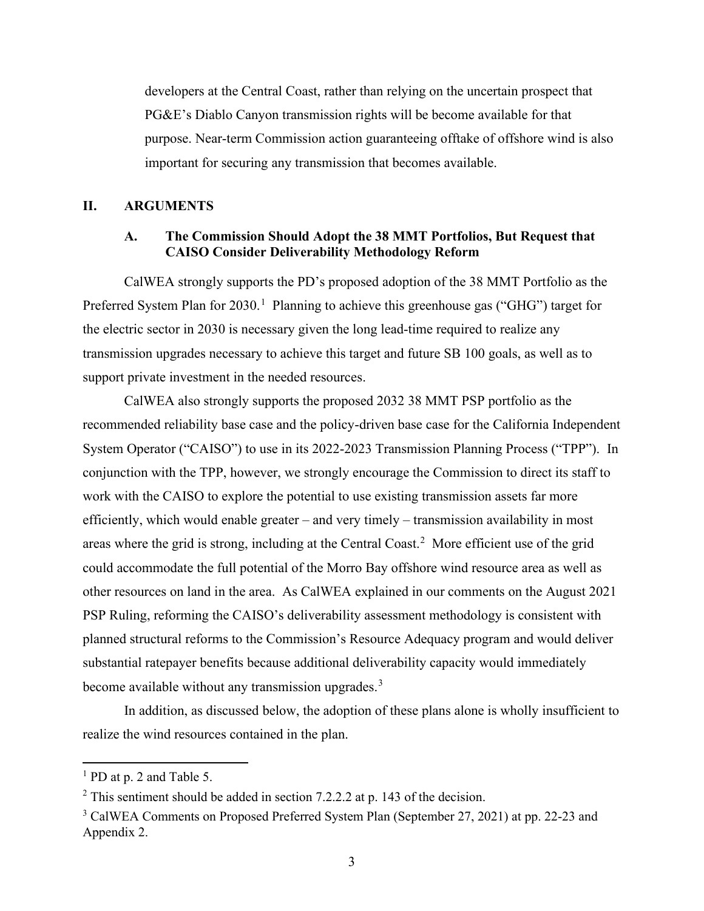developers at the Central Coast, rather than relying on the uncertain prospect that PG&E's Diablo Canyon transmission rights will be become available for that purpose. Near-term Commission action guaranteeing offtake of offshore wind is also important for securing any transmission that becomes available.

## II. ARGUMENTS

### A. The Commission Should Adopt the 38 MMT Portfolios, But Request that CAISO Consider Deliverability Methodology Reform

CalWEA strongly supports the PD's proposed adoption of the 38 MMT Portfolio as the Preferred System Plan for 2030.[1] Planning to achieve this greenhouse gas ("GHG") target for the electric sector in 2030 is necessary given the long lead-time required to realize any transmission upgrades necessary to achieve this target and future SB 100 goals, as well as to support private investment in the needed resources.

CalWEA also strongly supports the proposed 2032 38 MMT PSP portfolio as the recommended reliability base case and the policy-driven base case for the California Independent System Operator ("CAISO") to use in its 2022-2023 Transmission Planning Process ("TPP"). In conjunction with the TPP, however, we strongly encourage the Commission to direct its staff to work with the CAISO to explore the potential to use existing transmission assets far more efficiently, which would enable greater – and very timely – transmission availability in most areas where the grid is strong, including at the Central Coast.[2] More efficient use of the grid could accommodate the full potential of the Morro Bay offshore wind resource area as well as other resources on land in the area. As CalWEA explained in our comments on the August 2021 PSP Ruling, reforming the CAISO's deliverability assessment methodology is consistent with planned structural reforms to the Commission's Resource Adequacy program and would deliver substantial ratepayer benefits because additional deliverability capacity would immediately become available without any transmission upgrades.[3]

In addition, as discussed below, the adoption of these plans alone is wholly insufficient to realize the wind resources contained in the plan.

---

[1] PD at p. 2 and Table 5.

[2] This sentiment should be added in section 7.2.2.2 at p. 143 of the decision.

[3] CalWEA Comments on Proposed Preferred System Plan (September 27, 2021) at pp. 22-23 and Appendix 2.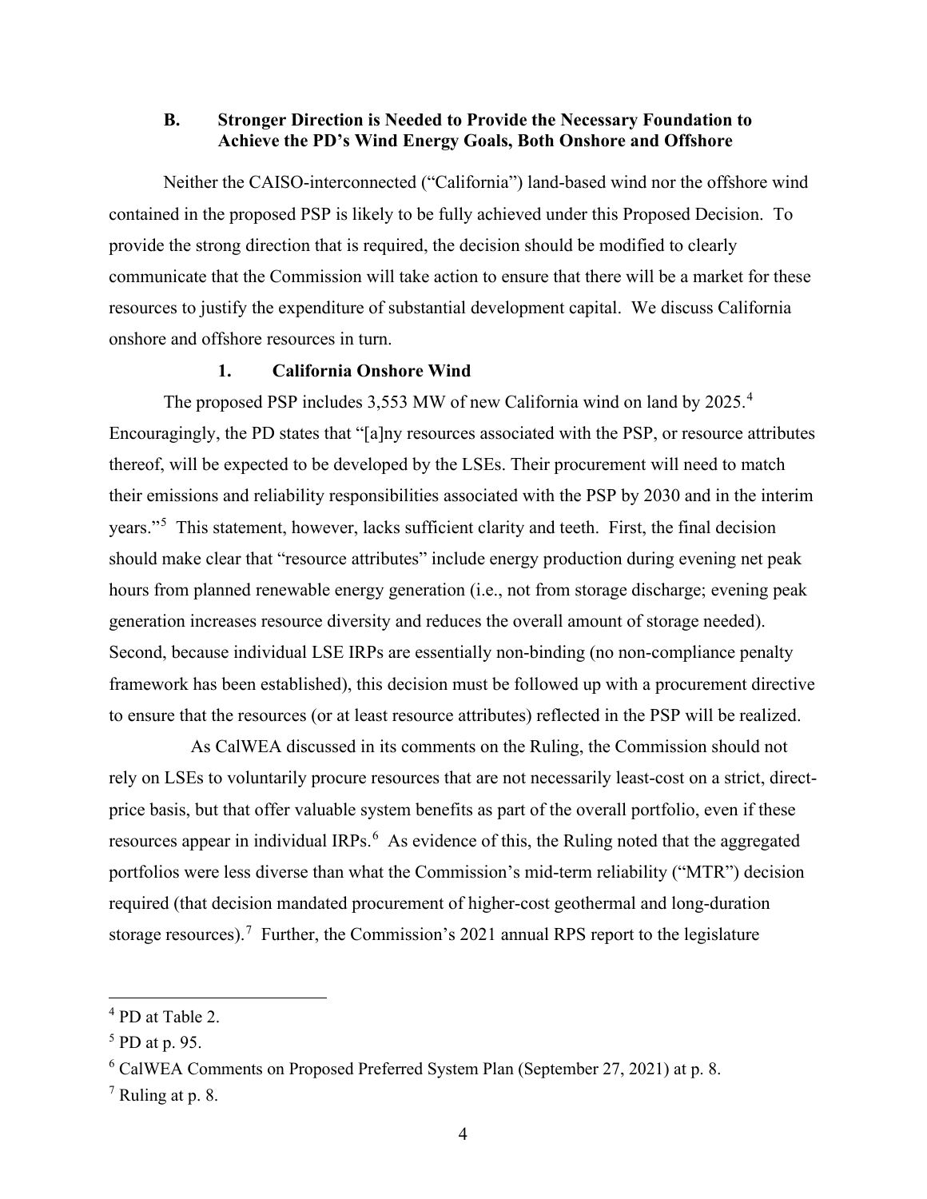### B. Stronger Direction is Needed to Provide the Necessary Foundation to Achieve the PD's Wind Energy Goals, Both Onshore and Offshore

Neither the CAISO-interconnected ("California") land-based wind nor the offshore wind contained in the proposed PSP is likely to be fully achieved under this Proposed Decision. To provide the strong direction that is required, the decision should be modified to clearly communicate that the Commission will take action to ensure that there will be a market for these resources to justify the expenditure of substantial development capital. We discuss California onshore and offshore resources in turn.

#### 1. California Onshore Wind

The proposed PSP includes 3,553 MW of new California wind on land by 2025.[4] Encouragingly, the PD states that "[a]ny resources associated with the PSP, or resource attributes thereof, will be expected to be developed by the LSEs. Their procurement will need to match their emissions and reliability responsibilities associated with the PSP by 2030 and in the interim years."[5] This statement, however, lacks sufficient clarity and teeth. First, the final decision should make clear that "resource attributes" include energy production during evening net peak hours from planned renewable energy generation (i.e., not from storage discharge; evening peak generation increases resource diversity and reduces the overall amount of storage needed). Second, because individual LSE IRPs are essentially non-binding (no non-compliance penalty framework has been established), this decision must be followed up with a procurement directive to ensure that the resources (or at least resource attributes) reflected in the PSP will be realized.

As CalWEA discussed in its comments on the Ruling, the Commission should not rely on LSEs to voluntarily procure resources that are not necessarily least-cost on a strict, direct-price basis, but that offer valuable system benefits as part of the overall portfolio, even if these resources appear in individual IRPs.[6] As evidence of this, the Ruling noted that the aggregated portfolios were less diverse than what the Commission's mid-term reliability ("MTR") decision required (that decision mandated procurement of higher-cost geothermal and long-duration storage resources).[7] Further, the Commission's 2021 annual RPS report to the legislature

---

[4] PD at Table 2.

[5] PD at p. 95.

[6] CalWEA Comments on Proposed Preferred System Plan (September 27, 2021) at p. 8.

[7] Ruling at p. 8.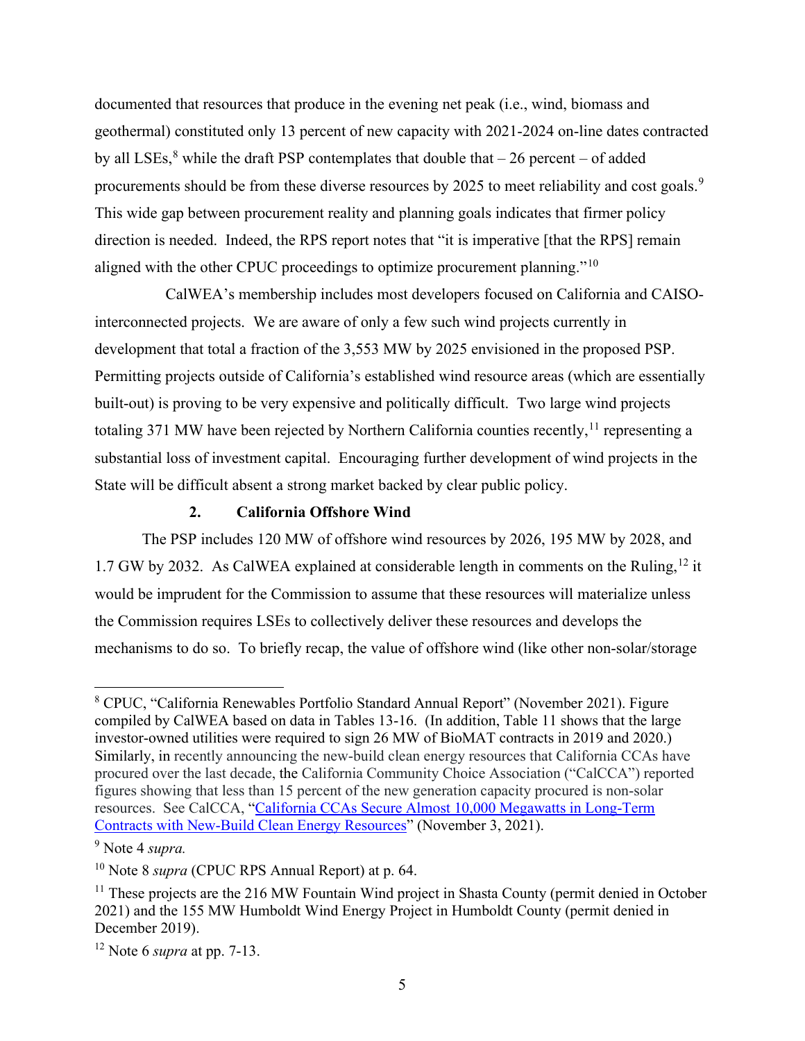documented that resources that produce in the evening net peak (i.e., wind, biomass and geothermal) constituted only 13 percent of new capacity with 2021-2024 on-line dates contracted by all LSEs,[8] while the draft PSP contemplates that double that – 26 percent – of added procurements should be from these diverse resources by 2025 to meet reliability and cost goals.[9] This wide gap between procurement reality and planning goals indicates that firmer policy direction is needed. Indeed, the RPS report notes that "it is imperative [that the RPS] remain aligned with the other CPUC proceedings to optimize procurement planning."[10]

CalWEA's membership includes most developers focused on California and CAISO-interconnected projects. We are aware of only a few such wind projects currently in development that total a fraction of the 3,553 MW by 2025 envisioned in the proposed PSP. Permitting projects outside of California's established wind resource areas (which are essentially built-out) is proving to be very expensive and politically difficult. Two large wind projects totaling 371 MW have been rejected by Northern California counties recently,[11] representing a substantial loss of investment capital. Encouraging further development of wind projects in the State will be difficult absent a strong market backed by clear public policy.

### 2. California Offshore Wind

The PSP includes 120 MW of offshore wind resources by 2026, 195 MW by 2028, and 1.7 GW by 2032. As CalWEA explained at considerable length in comments on the Ruling,[12] it would be imprudent for the Commission to assume that these resources will materialize unless the Commission requires LSEs to collectively deliver these resources and develops the mechanisms to do so. To briefly recap, the value of offshore wind (like other non-solar/storage

---

[8] CPUC, "California Renewables Portfolio Standard Annual Report" (November 2021). Figure compiled by CalWEA based on data in Tables 13-16. (In addition, Table 11 shows that the large investor-owned utilities were required to sign 26 MW of BioMAT contracts in 2019 and 2020.) Similarly, in recently announcing the new-build clean energy resources that California CCAs have procured over the last decade, the California Community Choice Association ("CalCCA") reported figures showing that less than 15 percent of the new generation capacity procured is non-solar resources. See CalCCA, "[California CCAs Secure Almost 10,000 Megawatts in Long-Term Contracts with New-Build Clean Energy Resources]" (November 3, 2021).

[9] Note 4 *supra.*

[10] Note 8 *supra* (CPUC RPS Annual Report) at p. 64.

[11] These projects are the 216 MW Fountain Wind project in Shasta County (permit denied in October 2021) and the 155 MW Humboldt Wind Energy Project in Humboldt County (permit denied in December 2019).

[12] Note 6 *supra* at pp. 7-13.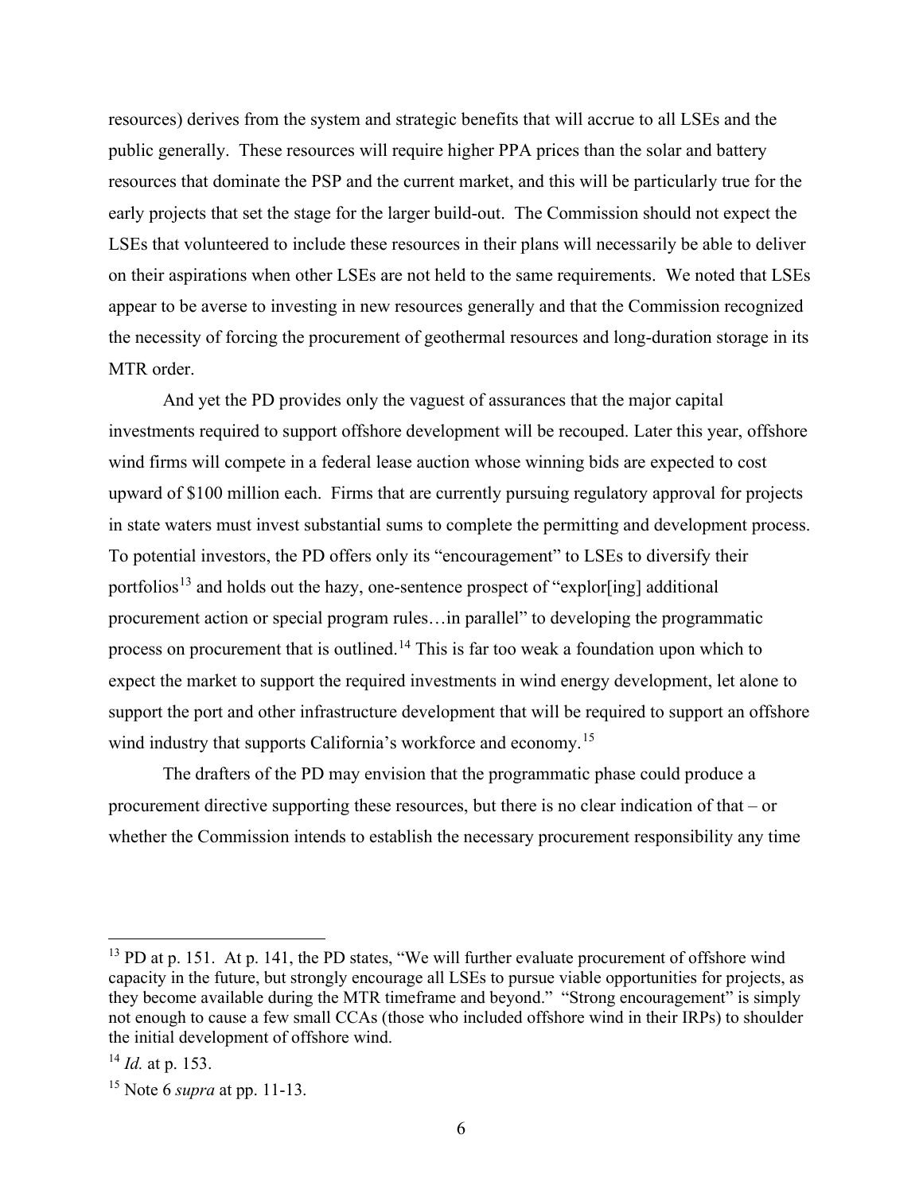resources) derives from the system and strategic benefits that will accrue to all LSEs and the public generally. These resources will require higher PPA prices than the solar and battery resources that dominate the PSP and the current market, and this will be particularly true for the early projects that set the stage for the larger build-out. The Commission should not expect the LSEs that volunteered to include these resources in their plans will necessarily be able to deliver on their aspirations when other LSEs are not held to the same requirements. We noted that LSEs appear to be averse to investing in new resources generally and that the Commission recognized the necessity of forcing the procurement of geothermal resources and long-duration storage in its MTR order.

And yet the PD provides only the vaguest of assurances that the major capital investments required to support offshore development will be recouped. Later this year, offshore wind firms will compete in a federal lease auction whose winning bids are expected to cost upward of $100 million each. Firms that are currently pursuing regulatory approval for projects in state waters must invest substantial sums to complete the permitting and development process. To potential investors, the PD offers only its "encouragement" to LSEs to diversify their portfolios[13] and holds out the hazy, one-sentence prospect of "explor[ing] additional procurement action or special program rules…in parallel" to developing the programmatic process on procurement that is outlined.[14] This is far too weak a foundation upon which to expect the market to support the required investments in wind energy development, let alone to support the port and other infrastructure development that will be required to support an offshore wind industry that supports California's workforce and economy.[15]

The drafters of the PD may envision that the programmatic phase could produce a procurement directive supporting these resources, but there is no clear indication of that – or whether the Commission intends to establish the necessary procurement responsibility any time

---

[13] PD at p. 151. At p. 141, the PD states, "We will further evaluate procurement of offshore wind capacity in the future, but strongly encourage all LSEs to pursue viable opportunities for projects, as they become available during the MTR timeframe and beyond." "Strong encouragement" is simply not enough to cause a few small CCAs (those who included offshore wind in their IRPs) to shoulder the initial development of offshore wind.

[14] *Id.* at p. 153.

[15] Note 6 *supra* at pp. 11-13.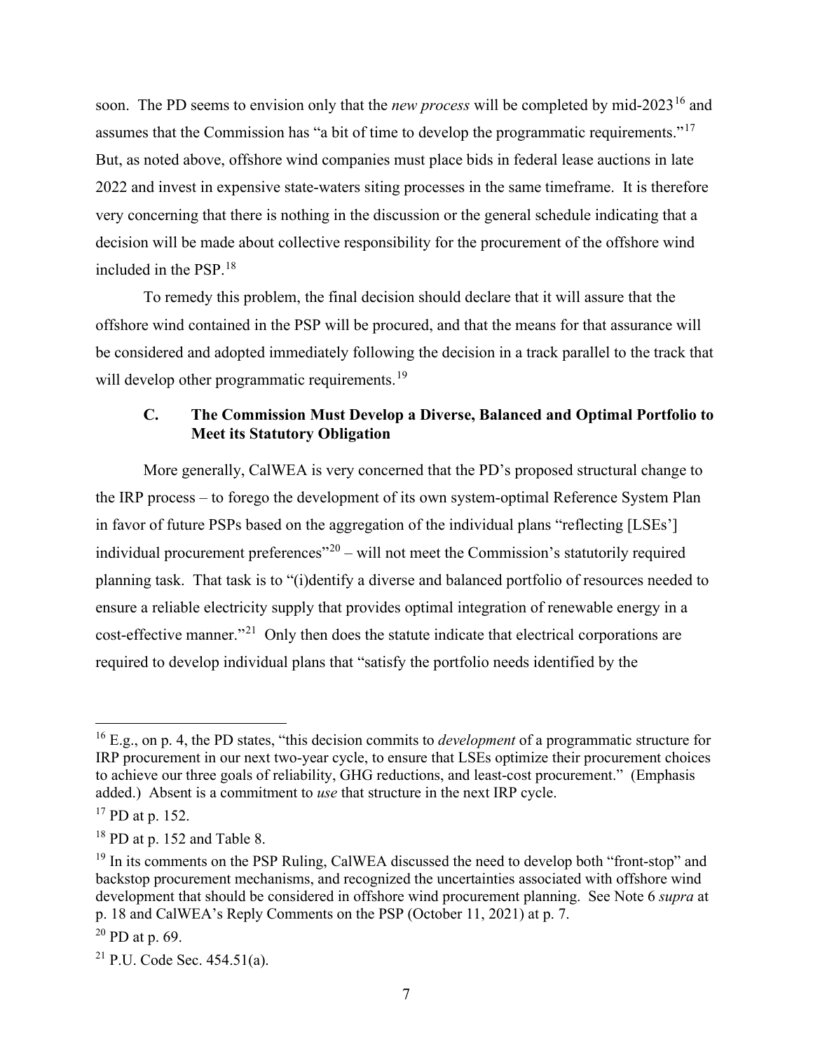soon. The PD seems to envision only that the *new process* will be completed by mid-2023[16] and assumes that the Commission has "a bit of time to develop the programmatic requirements."[17] But, as noted above, offshore wind companies must place bids in federal lease auctions in late 2022 and invest in expensive state-waters siting processes in the same timeframe. It is therefore very concerning that there is nothing in the discussion or the general schedule indicating that a decision will be made about collective responsibility for the procurement of the offshore wind included in the PSP.[18]

To remedy this problem, the final decision should declare that it will assure that the offshore wind contained in the PSP will be procured, and that the means for that assurance will be considered and adopted immediately following the decision in a track parallel to the track that will develop other programmatic requirements.[19]

### C. The Commission Must Develop a Diverse, Balanced and Optimal Portfolio to Meet its Statutory Obligation

More generally, CalWEA is very concerned that the PD's proposed structural change to the IRP process – to forego the development of its own system-optimal Reference System Plan in favor of future PSPs based on the aggregation of the individual plans "reflecting [LSEs'] individual procurement preferences"[20] – will not meet the Commission's statutorily required planning task. That task is to "(i)dentify a diverse and balanced portfolio of resources needed to ensure a reliable electricity supply that provides optimal integration of renewable energy in a cost-effective manner."[21] Only then does the statute indicate that electrical corporations are required to develop individual plans that "satisfy the portfolio needs identified by the

---

[16] E.g., on p. 4, the PD states, "this decision commits to *development* of a programmatic structure for IRP procurement in our next two-year cycle, to ensure that LSEs optimize their procurement choices to achieve our three goals of reliability, GHG reductions, and least-cost procurement." (Emphasis added.) Absent is a commitment to *use* that structure in the next IRP cycle.

[17] PD at p. 152.

[18] PD at p. 152 and Table 8.

[19] In its comments on the PSP Ruling, CalWEA discussed the need to develop both "front-stop" and backstop procurement mechanisms, and recognized the uncertainties associated with offshore wind development that should be considered in offshore wind procurement planning. See Note 6 *supra* at p. 18 and CalWEA's Reply Comments on the PSP (October 11, 2021) at p. 7.

[20] PD at p. 69.

[21] P.U. Code Sec. 454.51(a).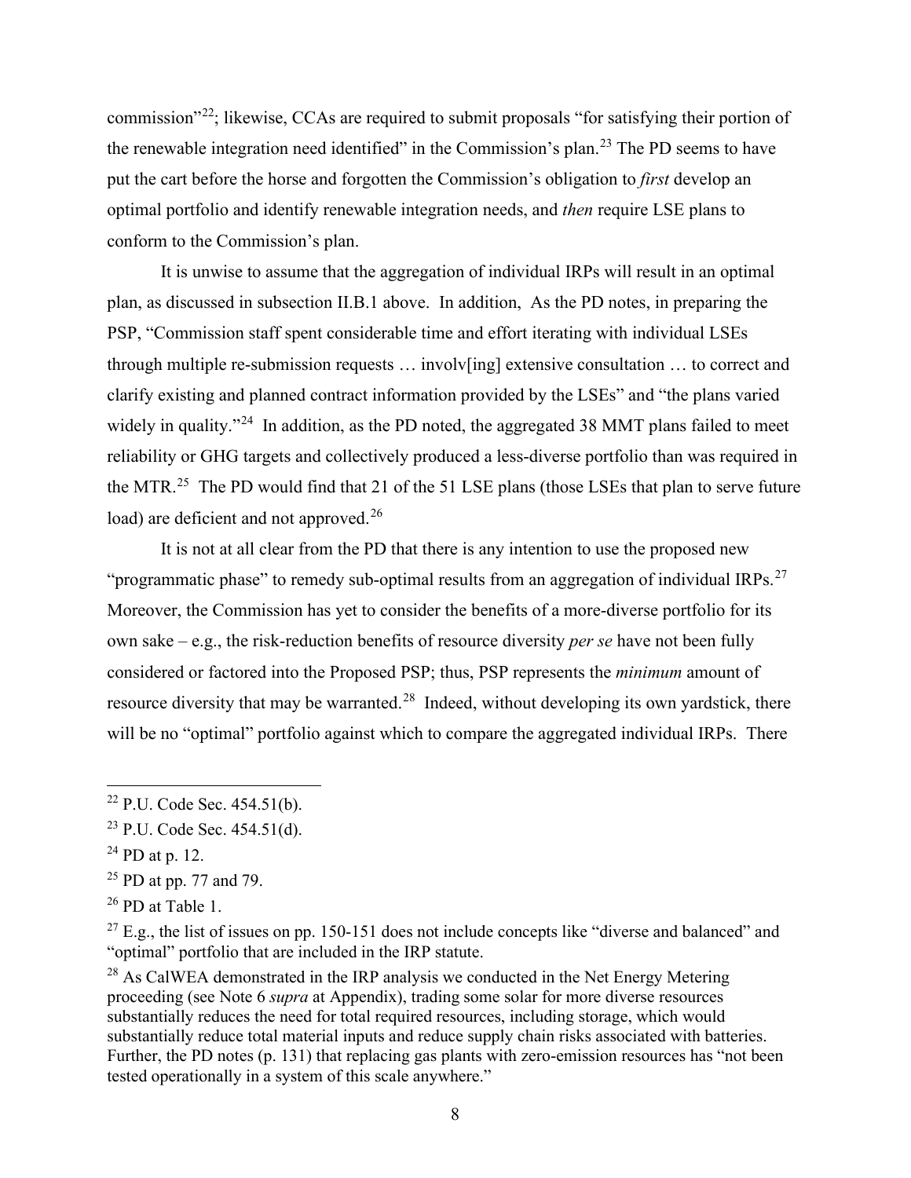commission"[22]; likewise, CCAs are required to submit proposals "for satisfying their portion of the renewable integration need identified" in the Commission's plan.[23] The PD seems to have put the cart before the horse and forgotten the Commission's obligation to *first* develop an optimal portfolio and identify renewable integration needs, and *then* require LSE plans to conform to the Commission's plan.

It is unwise to assume that the aggregation of individual IRPs will result in an optimal plan, as discussed in subsection II.B.1 above. In addition, As the PD notes, in preparing the PSP, "Commission staff spent considerable time and effort iterating with individual LSEs through multiple re-submission requests … involv[ing] extensive consultation … to correct and clarify existing and planned contract information provided by the LSEs" and "the plans varied widely in quality."[24] In addition, as the PD noted, the aggregated 38 MMT plans failed to meet reliability or GHG targets and collectively produced a less-diverse portfolio than was required in the MTR.[25] The PD would find that 21 of the 51 LSE plans (those LSEs that plan to serve future load) are deficient and not approved.[26]

It is not at all clear from the PD that there is any intention to use the proposed new "programmatic phase" to remedy sub-optimal results from an aggregation of individual IRPs.[27] Moreover, the Commission has yet to consider the benefits of a more-diverse portfolio for its own sake – e.g., the risk-reduction benefits of resource diversity *per se* have not been fully considered or factored into the Proposed PSP; thus, PSP represents the *minimum* amount of resource diversity that may be warranted.[28] Indeed, without developing its own yardstick, there will be no "optimal" portfolio against which to compare the aggregated individual IRPs. There

---

[22] P.U. Code Sec. 454.51(b).

[23] P.U. Code Sec. 454.51(d).

[24] PD at p. 12.

[25] PD at pp. 77 and 79.

[26] PD at Table 1.

[27] E.g., the list of issues on pp. 150-151 does not include concepts like "diverse and balanced" and "optimal" portfolio that are included in the IRP statute.

[28] As CalWEA demonstrated in the IRP analysis we conducted in the Net Energy Metering proceeding (see Note 6 *supra* at Appendix), trading some solar for more diverse resources substantially reduces the need for total required resources, including storage, which would substantially reduce total material inputs and reduce supply chain risks associated with batteries. Further, the PD notes (p. 131) that replacing gas plants with zero-emission resources has "not been tested operationally in a system of this scale anywhere."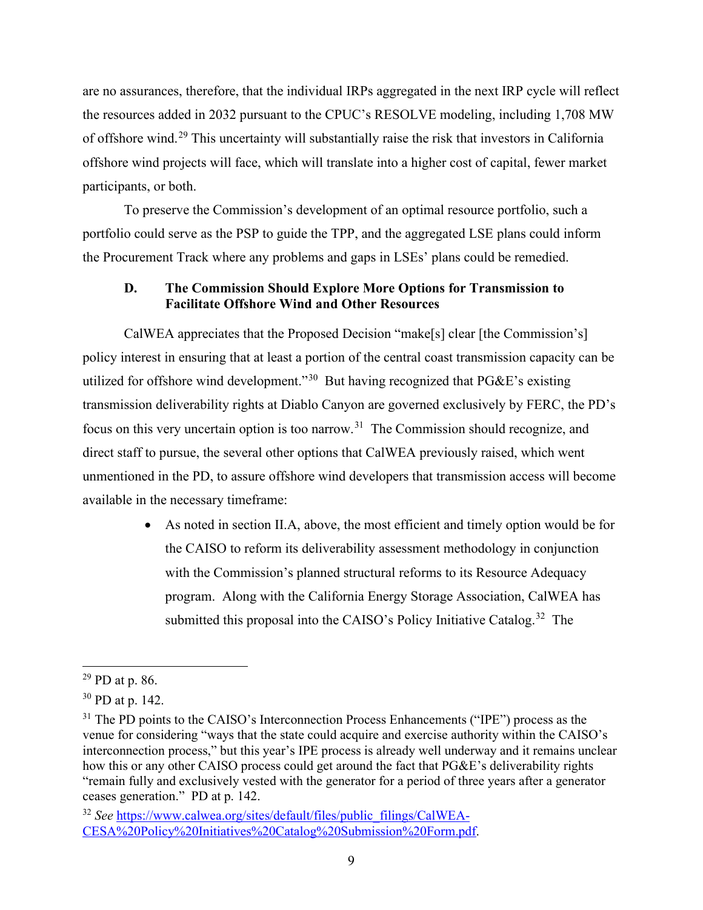are no assurances, therefore, that the individual IRPs aggregated in the next IRP cycle will reflect the resources added in 2032 pursuant to the CPUC's RESOLVE modeling, including 1,708 MW of offshore wind.[29] This uncertainty will substantially raise the risk that investors in California offshore wind projects will face, which will translate into a higher cost of capital, fewer market participants, or both.

To preserve the Commission's development of an optimal resource portfolio, such a portfolio could serve as the PSP to guide the TPP, and the aggregated LSE plans could inform the Procurement Track where any problems and gaps in LSEs' plans could be remedied.

### D. The Commission Should Explore More Options for Transmission to Facilitate Offshore Wind and Other Resources

CalWEA appreciates that the Proposed Decision "make[s] clear [the Commission's] policy interest in ensuring that at least a portion of the central coast transmission capacity can be utilized for offshore wind development."[30] But having recognized that PG&E's existing transmission deliverability rights at Diablo Canyon are governed exclusively by FERC, the PD's focus on this very uncertain option is too narrow.[31] The Commission should recognize, and direct staff to pursue, the several other options that CalWEA previously raised, which went unmentioned in the PD, to assure offshore wind developers that transmission access will become available in the necessary timeframe:

- As noted in section II.A, above, the most efficient and timely option would be for the CAISO to reform its deliverability assessment methodology in conjunction with the Commission's planned structural reforms to its Resource Adequacy program. Along with the California Energy Storage Association, CalWEA has submitted this proposal into the CAISO's Policy Initiative Catalog.[32] The

---

[29] PD at p. 86.

[30] PD at p. 142.

[31] The PD points to the CAISO's Interconnection Process Enhancements ("IPE") process as the venue for considering "ways that the state could acquire and exercise authority within the CAISO's interconnection process," but this year's IPE process is already well underway and it remains unclear how this or any other CAISO process could get around the fact that PG&E's deliverability rights "remain fully and exclusively vested with the generator for a period of three years after a generator ceases generation." PD at p. 142.

[32] *See* https://www.calwea.org/sites/default/files/public_filings/CalWEA-CESA%20Policy%20Initiatives%20Catalog%20Submission%20Form.pdf.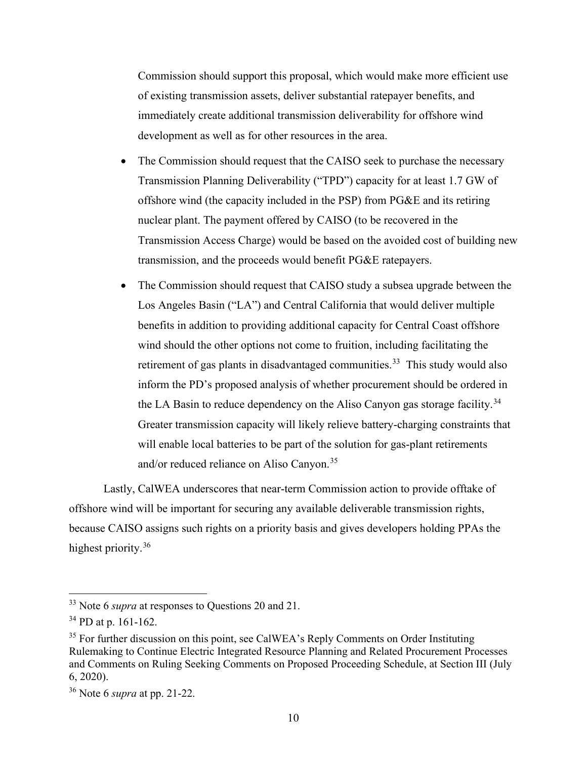Commission should support this proposal, which would make more efficient use of existing transmission assets, deliver substantial ratepayer benefits, and immediately create additional transmission deliverability for offshore wind development as well as for other resources in the area.

- The Commission should request that the CAISO seek to purchase the necessary Transmission Planning Deliverability ("TPD") capacity for at least 1.7 GW of offshore wind (the capacity included in the PSP) from PG&E and its retiring nuclear plant. The payment offered by CAISO (to be recovered in the Transmission Access Charge) would be based on the avoided cost of building new transmission, and the proceeds would benefit PG&E ratepayers.
- The Commission should request that CAISO study a subsea upgrade between the Los Angeles Basin ("LA") and Central California that would deliver multiple benefits in addition to providing additional capacity for Central Coast offshore wind should the other options not come to fruition, including facilitating the retirement of gas plants in disadvantaged communities.[33] This study would also inform the PD's proposed analysis of whether procurement should be ordered in the LA Basin to reduce dependency on the Aliso Canyon gas storage facility.[34] Greater transmission capacity will likely relieve battery-charging constraints that will enable local batteries to be part of the solution for gas-plant retirements and/or reduced reliance on Aliso Canyon.[35]

Lastly, CalWEA underscores that near-term Commission action to provide offtake of offshore wind will be important for securing any available deliverable transmission rights, because CAISO assigns such rights on a priority basis and gives developers holding PPAs the highest priority.[36]

---

[33] Note 6 *supra* at responses to Questions 20 and 21.

[34] PD at p. 161-162.

[35] For further discussion on this point, see CalWEA's Reply Comments on Order Instituting Rulemaking to Continue Electric Integrated Resource Planning and Related Procurement Processes and Comments on Ruling Seeking Comments on Proposed Proceeding Schedule, at Section III (July 6, 2020).

[36] Note 6 *supra* at pp. 21-22.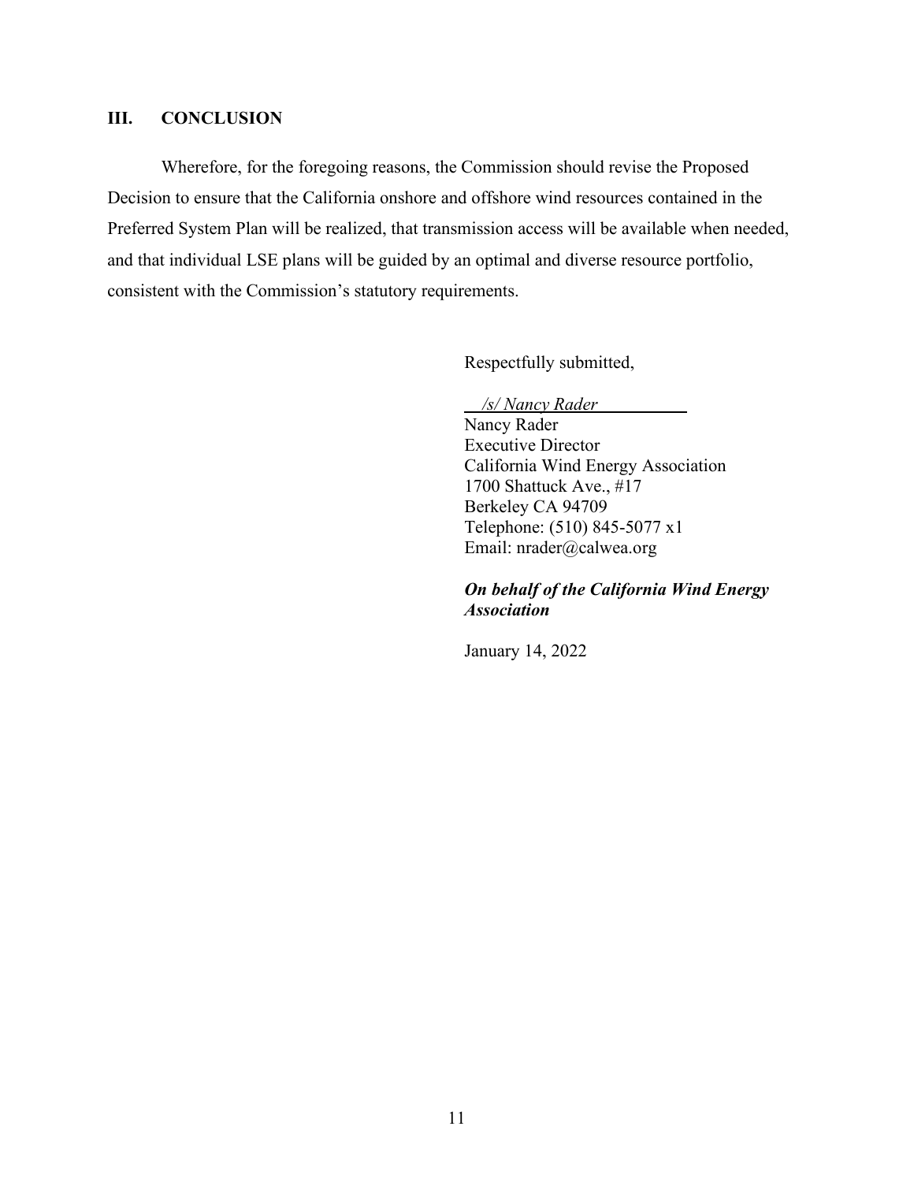## III. CONCLUSION

Wherefore, for the foregoing reasons, the Commission should revise the Proposed Decision to ensure that the California onshore and offshore wind resources contained in the Preferred System Plan will be realized, that transmission access will be available when needed, and that individual LSE plans will be guided by an optimal and diverse resource portfolio, consistent with the Commission's statutory requirements.

Respectfully submitted,

*/s/ Nancy Rader*
Nancy Rader
Executive Director
California Wind Energy Association
1700 Shattuck Ave., #17
Berkeley CA 94709
Telephone: (510) 845-5077 x1
Email: nrader@calwea.org

***On behalf of the California Wind Energy Association***

January 14, 2022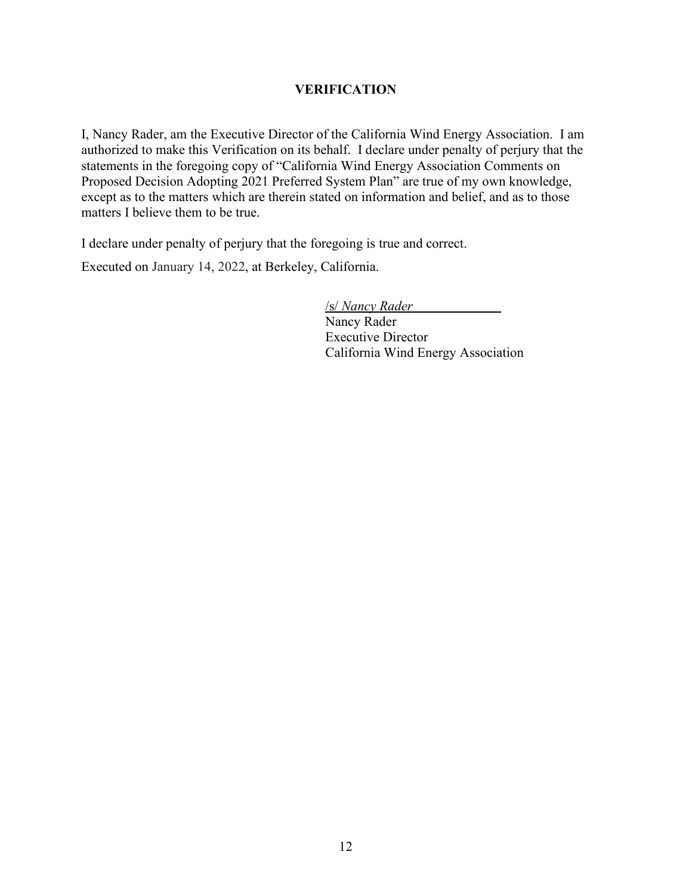## VERIFICATION

I, Nancy Rader, am the Executive Director of the California Wind Energy Association. I am authorized to make this Verification on its behalf. I declare under penalty of perjury that the statements in the foregoing copy of "California Wind Energy Association Comments on Proposed Decision Adopting 2021 Preferred System Plan" are true of my own knowledge, except as to the matters which are therein stated on information and belief, and as to those matters I believe them to be true.

I declare under penalty of perjury that the foregoing is true and correct.

Executed on January 14, 2022, at Berkeley, California.

/s/ *Nancy Rader*
Nancy Rader
Executive Director
California Wind Energy Association